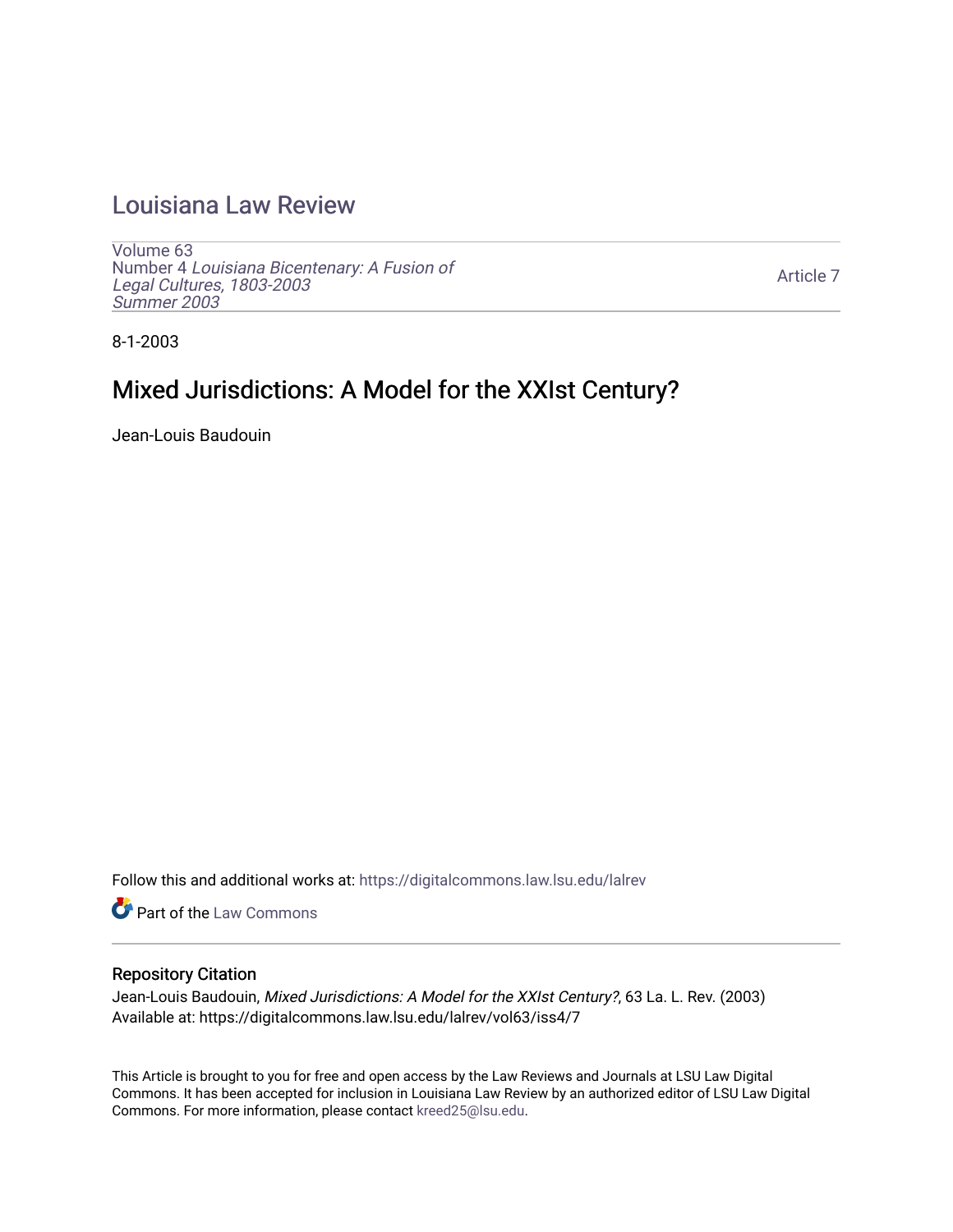# Louisiana Law Review

Volume 63
Number 4 *Louisiana Bicentenary: A Fusion of Legal Cultures, 1803-2003*
*Summer 2003*

Article 7

8-1-2003

## Mixed Jurisdictions: A Model for the XXIst Century?

Jean-Louis Baudouin

Follow this and additional works at: https://digitalcommons.law.lsu.edu/lalrev

Part of the Law Commons

### Repository Citation

Jean-Louis Baudouin, *Mixed Jurisdictions: A Model for the XXIst Century?*, 63 La. L. Rev. (2003)
Available at: https://digitalcommons.law.lsu.edu/lalrev/vol63/iss4/7

This Article is brought to you for free and open access by the Law Reviews and Journals at LSU Law Digital Commons. It has been accepted for inclusion in Louisiana Law Review by an authorized editor of LSU Law Digital Commons. For more information, please contact kreed25@lsu.edu.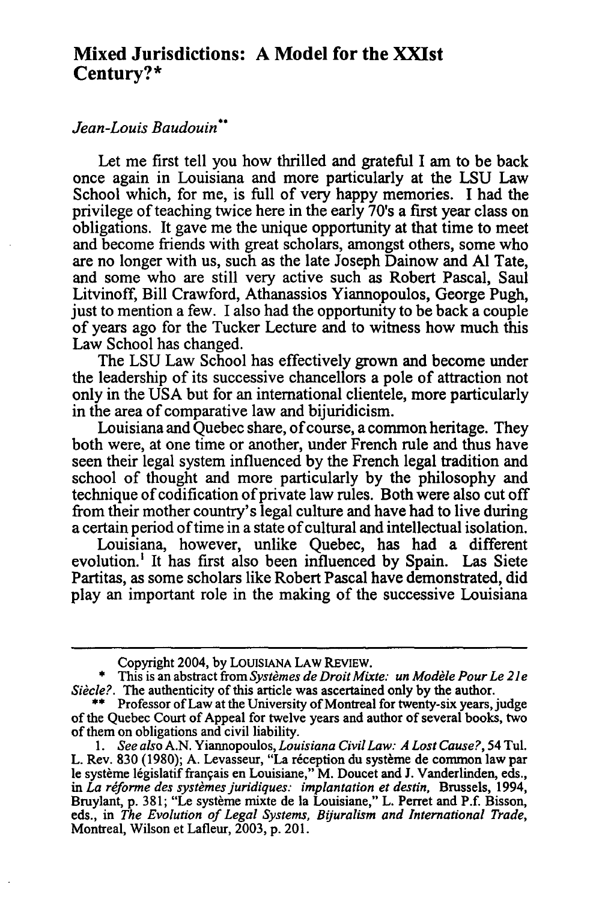# Mixed Jurisdictions: A Model for the XXIst Century?*

*Jean-Louis Baudouin***

Let me first tell you how thrilled and grateful I am to be back once again in Louisiana and more particularly at the LSU Law School which, for me, is full of very happy memories. I had the privilege of teaching twice here in the early 70's a first year class on obligations. It gave me the unique opportunity at that time to meet and become friends with great scholars, amongst others, some who are no longer with us, such as the late Joseph Dainow and Al Tate, and some who are still very active such as Robert Pascal, Saul Litvinoff, Bill Crawford, Athanassios Yiannopoulos, George Pugh, just to mention a few. I also had the opportunity to be back a couple of years ago for the Tucker Lecture and to witness how much this Law School has changed.

The LSU Law School has effectively grown and become under the leadership of its successive chancellors a pole of attraction not only in the USA but for an international clientele, more particularly in the area of comparative law and bijuridicism.

Louisiana and Quebec share, of course, a common heritage. They both were, at one time or another, under French rule and thus have seen their legal system influenced by the French legal tradition and school of thought and more particularly by the philosophy and technique of codification of private law rules. Both were also cut off from their mother country's legal culture and have had to live during a certain period of time in a state of cultural and intellectual isolation.

Louisiana, however, unlike Quebec, has had a different evolution.[1] It has first also been influenced by Spain. Las Siete Partitas, as some scholars like Robert Pascal have demonstrated, did play an important role in the making of the successive Louisiana

---

Copyright 2004, by LOUISIANA LAW REVIEW.

\* This is an abstract from *Systèmes de Droit Mixte: un Modèle Pour Le 21e Siècle?*. The authenticity of this article was ascertained only by the author.

\*\* Professor of Law at the University of Montreal for twenty-six years, judge of the Quebec Court of Appeal for twelve years and author of several books, two of them on obligations and civil liability.

1. *See also* A.N. Yiannopoulos, *Louisiana Civil Law: A Lost Cause?*, 54 Tul. L. Rev. 830 (1980); A. Levasseur, "La réception du système de common law par le système législatif français en Louisiane," M. Doucet and J. Vanderlinden, eds., in *La réforme des systèmes juridiques: implantation et destin*, Brussels, 1994, Bruylant, p. 381; "Le système mixte de la Louisiane," L. Perret and P.f. Bisson, eds., in *The Evolution of Legal Systems, Bijuralism and International Trade*, Montreal, Wilson et Lafleur, 2003, p. 201.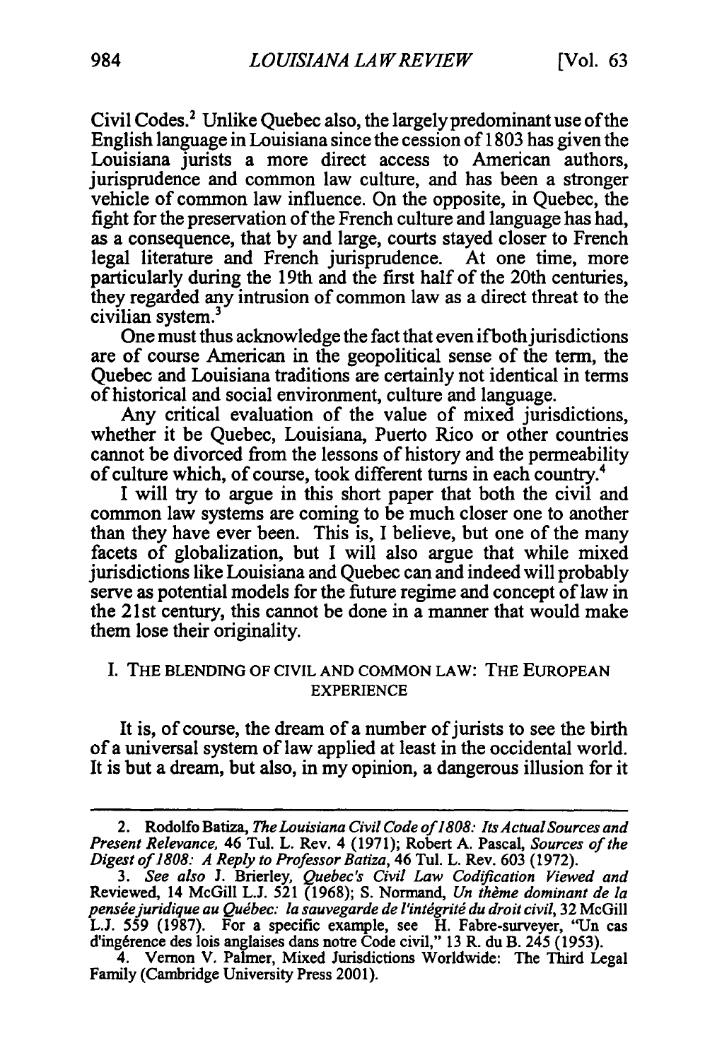Civil Codes.[2] Unlike Quebec also, the largely predominant use of the English language in Louisiana since the cession of 1803 has given the Louisiana jurists a more direct access to American authors, jurisprudence and common law culture, and has been a stronger vehicle of common law influence. On the opposite, in Quebec, the fight for the preservation of the French culture and language has had, as a consequence, that by and large, courts stayed closer to French legal literature and French jurisprudence. At one time, more particularly during the 19th and the first half of the 20th centuries, they regarded any intrusion of common law as a direct threat to the civilian system.[3]

One must thus acknowledge the fact that even if both jurisdictions are of course American in the geopolitical sense of the term, the Quebec and Louisiana traditions are certainly not identical in terms of historical and social environment, culture and language.

Any critical evaluation of the value of mixed jurisdictions, whether it be Quebec, Louisiana, Puerto Rico or other countries cannot be divorced from the lessons of history and the permeability of culture which, of course, took different turns in each country.[4]

I will try to argue in this short paper that both the civil and common law systems are coming to be much closer one to another than they have ever been. This is, I believe, but one of the many facets of globalization, but I will also argue that while mixed jurisdictions like Louisiana and Quebec can and indeed will probably serve as potential models for the future regime and concept of law in the 21st century, this cannot be done in a manner that would make them lose their originality.

## I. THE BLENDING OF CIVIL AND COMMON LAW: THE EUROPEAN EXPERIENCE

It is, of course, the dream of a number of jurists to see the birth of a universal system of law applied at least in the occidental world. It is but a dream, but also, in my opinion, a dangerous illusion for it

---

2. Rodolfo Batiza, *The Louisiana Civil Code of 1808: Its Actual Sources and Present Relevance*, 46 Tul. L. Rev. 4 (1971); Robert A. Pascal, *Sources of the Digest of 1808: A Reply to Professor Batiza*, 46 Tul. L. Rev. 603 (1972).

3. *See also* J. Brierley, *Quebec's Civil Law Codification Viewed and Reviewed*, 14 McGill L.J. 521 (1968); S. Normand, *Un thème dominant de la pensée juridique au Québec: la sauvegarde de l'intégrité du droit civil*, 32 McGill L.J. 559 (1987). For a specific example, see H. Fabre-surveyer, "Un cas d'ingérence des lois anglaises dans notre Code civil," 13 R. du B. 245 (1953).

4. Vernon V. Palmer, Mixed Jurisdictions Worldwide: The Third Legal Family (Cambridge University Press 2001).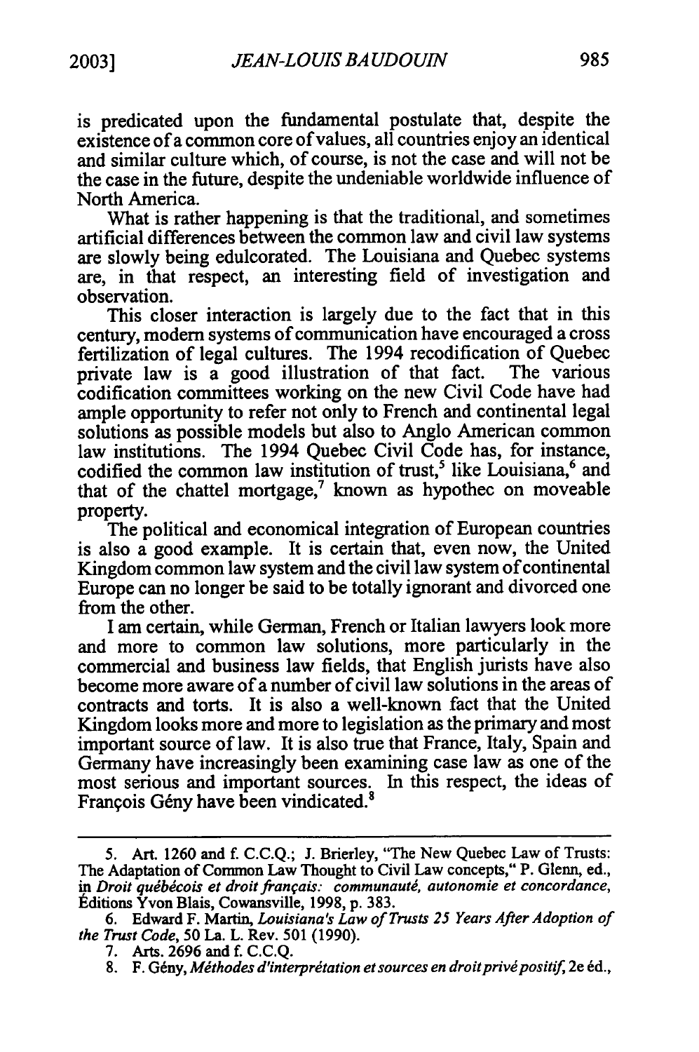is predicated upon the fundamental postulate that, despite the existence of a common core of values, all countries enjoy an identical and similar culture which, of course, is not the case and will not be the case in the future, despite the undeniable worldwide influence of North America.

What is rather happening is that the traditional, and sometimes artificial differences between the common law and civil law systems are slowly being edulcorated. The Louisiana and Quebec systems are, in that respect, an interesting field of investigation and observation.

This closer interaction is largely due to the fact that in this century, modern systems of communication have encouraged a cross fertilization of legal cultures. The 1994 recodification of Quebec private law is a good illustration of that fact. The various codification committees working on the new Civil Code have had ample opportunity to refer not only to French and continental legal solutions as possible models but also to Anglo American common law institutions. The 1994 Quebec Civil Code has, for instance, codified the common law institution of trust,[5] like Louisiana,[6] and that of the chattel mortgage,[7] known as hypothec on moveable property.

The political and economical integration of European countries is also a good example. It is certain that, even now, the United Kingdom common law system and the civil law system of continental Europe can no longer be said to be totally ignorant and divorced one from the other.

I am certain, while German, French or Italian lawyers look more and more to common law solutions, more particularly in the commercial and business law fields, that English jurists have also become more aware of a number of civil law solutions in the areas of contracts and torts. It is also a well-known fact that the United Kingdom looks more and more to legislation as the primary and most important source of law. It is also true that France, Italy, Spain and Germany have increasingly been examining case law as one of the most serious and important sources. In this respect, the ideas of François Gény have been vindicated.[8]

---

5. Art. 1260 and f. C.C.Q.; J. Brierley, "The New Quebec Law of Trusts: The Adaptation of Common Law Thought to Civil Law concepts," P. Glenn, ed., in *Droit québécois et droit français: communauté, autonomie et concordance*, Éditions Yvon Blais, Cowansville, 1998, p. 383.

6. Edward F. Martin, *Louisiana's Law of Trusts 25 Years After Adoption of the Trust Code*, 50 La. L. Rev. 501 (1990).

7. Arts. 2696 and f. C.C.Q.

8. F. Gény, *Méthodes d'interprétation et sources en droit privé positif*, 2e éd.,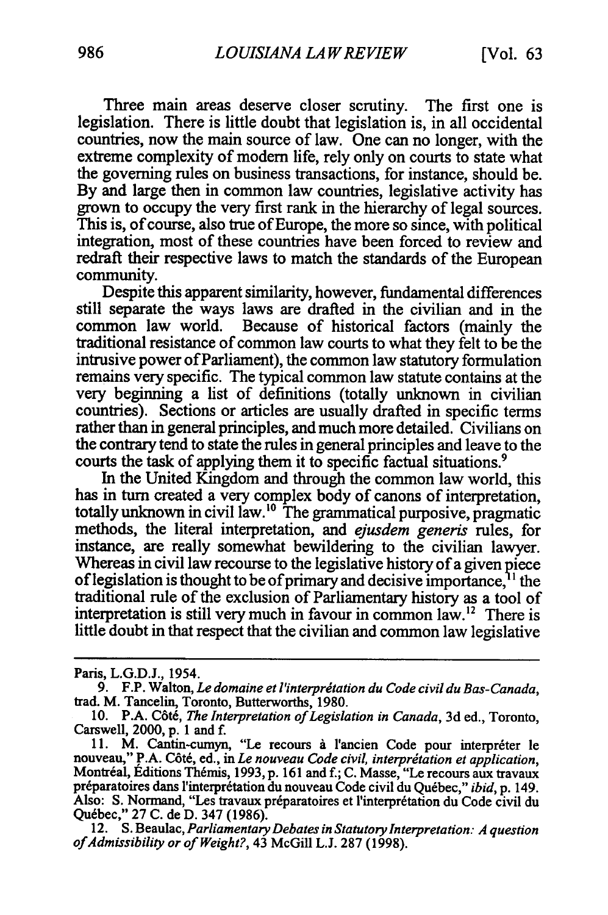Three main areas deserve closer scrutiny. The first one is legislation. There is little doubt that legislation is, in all occidental countries, now the main source of law. One can no longer, with the extreme complexity of modern life, rely only on courts to state what the governing rules on business transactions, for instance, should be. By and large then in common law countries, legislative activity has grown to occupy the very first rank in the hierarchy of legal sources. This is, of course, also true of Europe, the more so since, with political integration, most of these countries have been forced to review and redraft their respective laws to match the standards of the European community.

Despite this apparent similarity, however, fundamental differences still separate the ways laws are drafted in the civilian and in the common law world. Because of historical factors (mainly the traditional resistance of common law courts to what they felt to be the intrusive power of Parliament), the common law statutory formulation remains very specific. The typical common law statute contains at the very beginning a list of definitions (totally unknown in civilian countries). Sections or articles are usually drafted in specific terms rather than in general principles, and much more detailed. Civilians on the contrary tend to state the rules in general principles and leave to the courts the task of applying them it to specific factual situations.[9]

In the United Kingdom and through the common law world, this has in turn created a very complex body of canons of interpretation, totally unknown in civil law.[10] The grammatical purposive, pragmatic methods, the literal interpretation, and *ejusdem generis* rules, for instance, are really somewhat bewildering to the civilian lawyer. Whereas in civil law recourse to the legislative history of a given piece of legislation is thought to be of primary and decisive importance,[11] the traditional rule of the exclusion of Parliamentary history as a tool of interpretation is still very much in favour in common law.[12] There is little doubt in that respect that the civilian and common law legislative

---

Paris, L.G.D.J., 1954.

9. F.P. Walton, *Le domaine et l'interprétation du Code civil du Bas-Canada*, trad. M. Tancelin, Toronto, Butterworths, 1980.

10. P.A. Côté, *The Interpretation of Legislation in Canada*, 3d ed., Toronto, Carswell, 2000, p. 1 and f.

11. M. Cantin-cumyn, "Le recours à l'ancien Code pour interpréter le nouveau," P.A. Côté, ed., in *Le nouveau Code civil, interprétation et application*, Montréal, Éditions Thémis, 1993, p. 161 and f.; C. Masse, "Le recours aux travaux préparatoires dans l'interprétation du nouveau Code civil du Québec," *ibid*, p. 149. Also: S. Normand, "Les travaux préparatoires et l'interprétation du Code civil du Québec," 27 C. de D. 347 (1986).

12. S. Beaulac, *Parliamentary Debates in Statutory Interpretation: A question of Admissibility or of Weight?*, 43 McGill L.J. 287 (1998).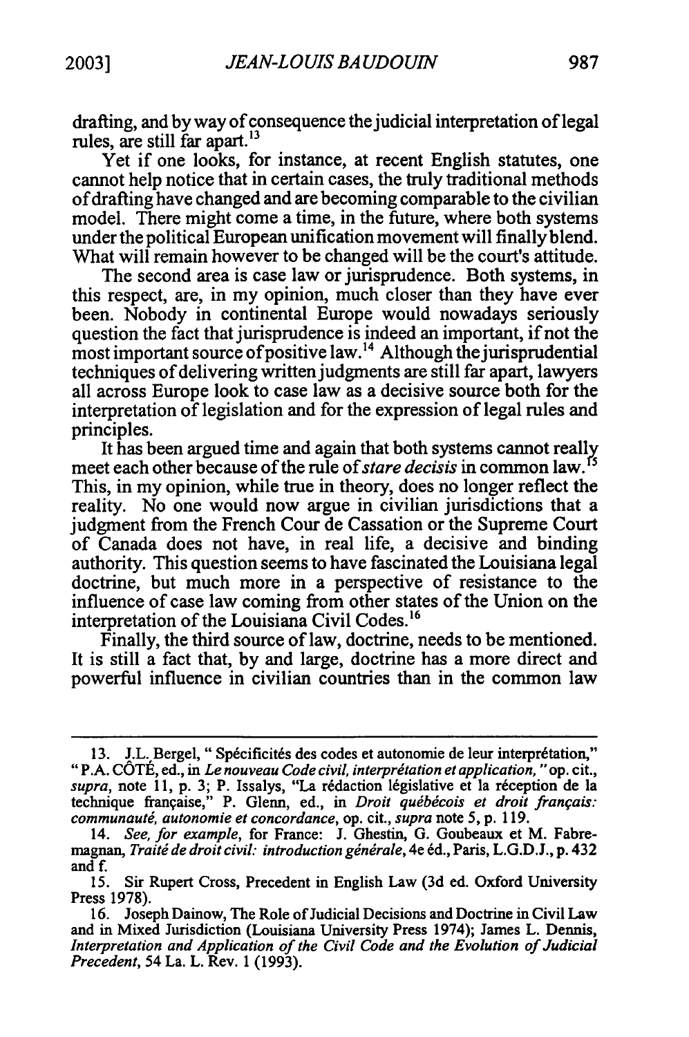drafting, and by way of consequence the judicial interpretation of legal rules, are still far apart.[13]

Yet if one looks, for instance, at recent English statutes, one cannot help notice that in certain cases, the truly traditional methods of drafting have changed and are becoming comparable to the civilian model. There might come a time, in the future, where both systems under the political European unification movement will finally blend. What will remain however to be changed will be the court's attitude.

The second area is case law or jurisprudence. Both systems, in this respect, are, in my opinion, much closer than they have ever been. Nobody in continental Europe would nowadays seriously question the fact that jurisprudence is indeed an important, if not the most important source of positive law.[14] Although the jurisprudential techniques of delivering written judgments are still far apart, lawyers all across Europe look to case law as a decisive source both for the interpretation of legislation and for the expression of legal rules and principles.

It has been argued time and again that both systems cannot really meet each other because of the rule of *stare decisis* in common law.[15] This, in my opinion, while true in theory, does no longer reflect the reality. No one would now argue in civilian jurisdictions that a judgment from the French Cour de Cassation or the Supreme Court of Canada does not have, in real life, a decisive and binding authority. This question seems to have fascinated the Louisiana legal doctrine, but much more in a perspective of resistance to the influence of case law coming from other states of the Union on the interpretation of the Louisiana Civil Codes.[16]

Finally, the third source of law, doctrine, needs to be mentioned. It is still a fact that, by and large, doctrine has a more direct and powerful influence in civilian countries than in the common law

---

13. J.L. Bergel, " Spécificités des codes et autonomie de leur interprétation," " P.A. CÔTÉ, ed., in *Le nouveau Code civil, interprétation et application,* " op. cit., *supra*, note 11, p. 3; P. Issalys, "La rédaction législative et la réception de la technique française," P. Glenn, ed., in *Droit québécois et droit français: communauté, autonomie et concordance*, op. cit., *supra* note 5, p. 119.

14. *See, for example*, for France: J. Ghestin, G. Goubeaux et M. Fabre-magnan, *Traité de droit civil: introduction générale*, 4e éd., Paris, L.G.D.J., p. 432 and f.

15. Sir Rupert Cross, Precedent in English Law (3d ed. Oxford University Press 1978).

16. Joseph Dainow, The Role of Judicial Decisions and Doctrine in Civil Law and in Mixed Jurisdiction (Louisiana University Press 1974); James L. Dennis, *Interpretation and Application of the Civil Code and the Evolution of Judicial Precedent*, 54 La. L. Rev. 1 (1993).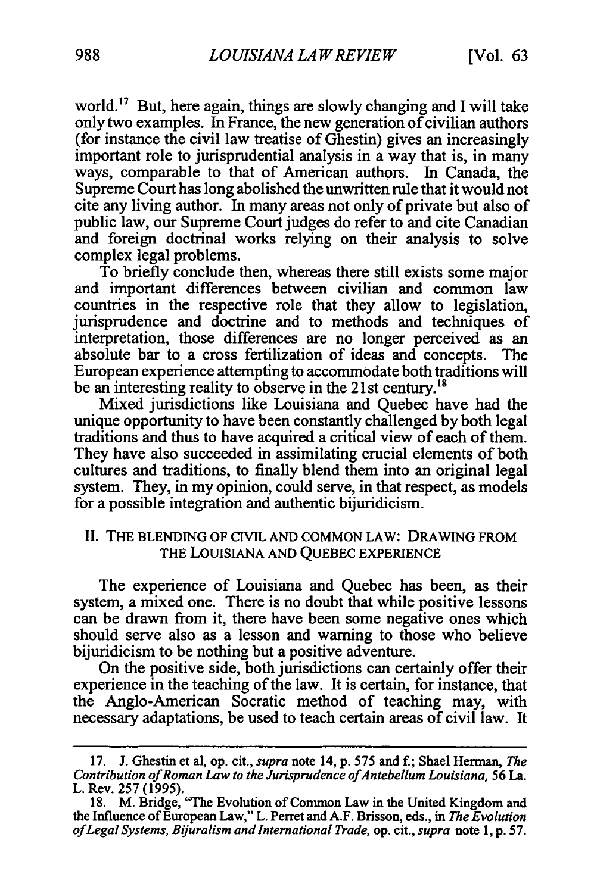world.[17] But, here again, things are slowly changing and I will take only two examples. In France, the new generation of civilian authors (for instance the civil law treatise of Ghestin) gives an increasingly important role to jurisprudential analysis in a way that is, in many ways, comparable to that of American authors. In Canada, the Supreme Court has long abolished the unwritten rule that it would not cite any living author. In many areas not only of private but also of public law, our Supreme Court judges do refer to and cite Canadian and foreign doctrinal works relying on their analysis to solve complex legal problems.

To briefly conclude then, whereas there still exists some major and important differences between civilian and common law countries in the respective role that they allow to legislation, jurisprudence and doctrine and to methods and techniques of interpretation, those differences are no longer perceived as an absolute bar to a cross fertilization of ideas and concepts. The European experience attempting to accommodate both traditions will be an interesting reality to observe in the 21st century.[18]

Mixed jurisdictions like Louisiana and Quebec have had the unique opportunity to have been constantly challenged by both legal traditions and thus to have acquired a critical view of each of them. They have also succeeded in assimilating crucial elements of both cultures and traditions, to finally blend them into an original legal system. They, in my opinion, could serve, in that respect, as models for a possible integration and authentic bijuridicism.

## II. THE BLENDING OF CIVIL AND COMMON LAW: DRAWING FROM THE LOUISIANA AND QUEBEC EXPERIENCE

The experience of Louisiana and Quebec has been, as their system, a mixed one. There is no doubt that while positive lessons can be drawn from it, there have been some negative ones which should serve also as a lesson and warning to those who believe bijuridicism to be nothing but a positive adventure.

On the positive side, both jurisdictions can certainly offer their experience in the teaching of the law. It is certain, for instance, that the Anglo-American Socratic method of teaching may, with necessary adaptations, be used to teach certain areas of civil law. It

---

17. J. Ghestin et al, op. cit., *supra* note 14, p. 575 and f.; Shael Herman, *The Contribution of Roman Law to the Jurisprudence of Antebellum Louisiana*, 56 La. L. Rev. 257 (1995).

18. M. Bridge, "The Evolution of Common Law in the United Kingdom and the Influence of European Law," L. Perret and A.F. Brisson, eds., in *The Evolution of Legal Systems, Bijuralism and International Trade*, op. cit., *supra* note 1, p. 57.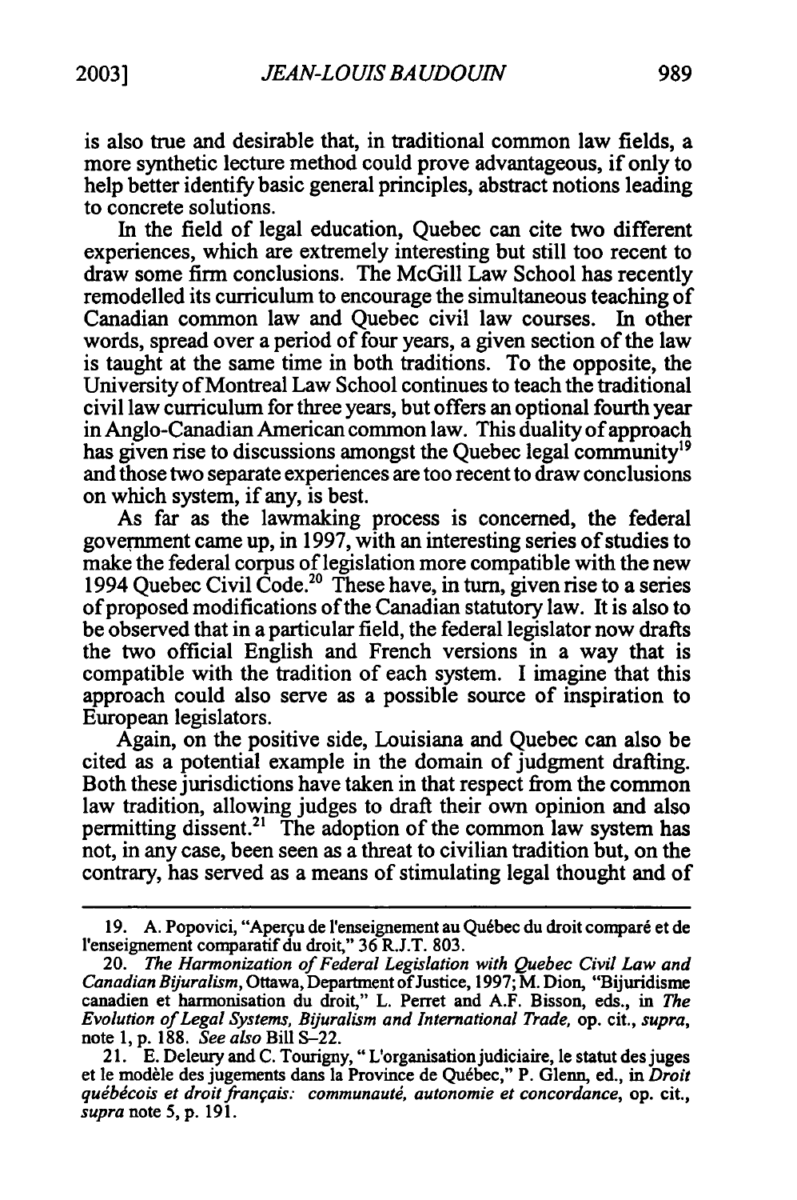is also true and desirable that, in traditional common law fields, a more synthetic lecture method could prove advantageous, if only to help better identify basic general principles, abstract notions leading to concrete solutions.

In the field of legal education, Quebec can cite two different experiences, which are extremely interesting but still too recent to draw some firm conclusions. The McGill Law School has recently remodelled its curriculum to encourage the simultaneous teaching of Canadian common law and Quebec civil law courses. In other words, spread over a period of four years, a given section of the law is taught at the same time in both traditions. To the opposite, the University of Montreal Law School continues to teach the traditional civil law curriculum for three years, but offers an optional fourth year in Anglo-Canadian American common law. This duality of approach has given rise to discussions amongst the Quebec legal community[19] and those two separate experiences are too recent to draw conclusions on which system, if any, is best.

As far as the lawmaking process is concerned, the federal government came up, in 1997, with an interesting series of studies to make the federal corpus of legislation more compatible with the new 1994 Quebec Civil Code.[20] These have, in turn, given rise to a series of proposed modifications of the Canadian statutory law. It is also to be observed that in a particular field, the federal legislator now drafts the two official English and French versions in a way that is compatible with the tradition of each system. I imagine that this approach could also serve as a possible source of inspiration to European legislators.

Again, on the positive side, Louisiana and Quebec can also be cited as a potential example in the domain of judgment drafting. Both these jurisdictions have taken in that respect from the common law tradition, allowing judges to draft their own opinion and also permitting dissent.[21] The adoption of the common law system has not, in any case, been seen as a threat to civilian tradition but, on the contrary, has served as a means of stimulating legal thought and of

---

19. A. Popovici, "Aperçu de l'enseignement au Québec du droit comparé et de l'enseignement comparatif du droit," 36 R.J.T. 803.

20. *The Harmonization of Federal Legislation with Quebec Civil Law and Canadian Bijuralism*, Ottawa, Department of Justice, 1997; M. Dion, "Bijuridisme canadien et harmonisation du droit," L. Perret and A.F. Bisson, eds., in *The Evolution of Legal Systems, Bijuralism and International Trade*, op. cit., *supra*, note 1, p. 188. *See also* Bill S–22.

21. E. Deleury and C. Tourigny, " L'organisation judiciaire, le statut des juges et le modèle des jugements dans la Province de Québec," P. Glenn, ed., in *Droit québécois et droit français: communauté, autonomie et concordance*, op. cit., *supra* note 5, p. 191.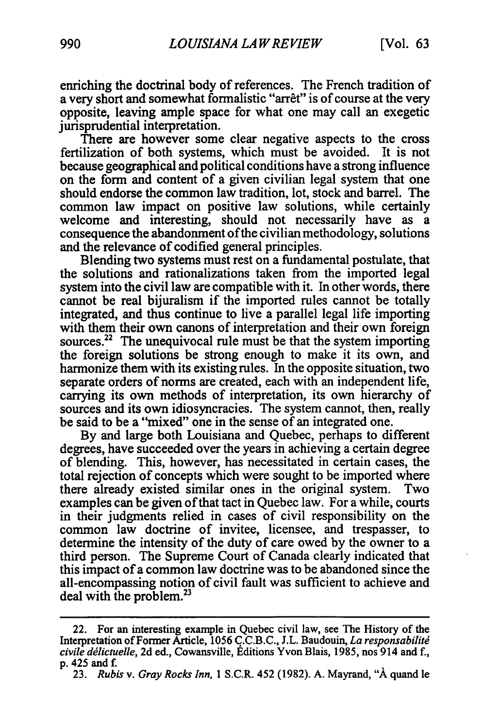enriching the doctrinal body of references. The French tradition of a very short and somewhat formalistic "arrêt" is of course at the very opposite, leaving ample space for what one may call an exegetic jurisprudential interpretation.

There are however some clear negative aspects to the cross fertilization of both systems, which must be avoided. It is not because geographical and political conditions have a strong influence on the form and content of a given civilian legal system that one should endorse the common law tradition, lot, stock and barrel. The common law impact on positive law solutions, while certainly welcome and interesting, should not necessarily have as a consequence the abandonment of the civilian methodology, solutions and the relevance of codified general principles.

Blending two systems must rest on a fundamental postulate, that the solutions and rationalizations taken from the imported legal system into the civil law are compatible with it. In other words, there cannot be real bijuralism if the imported rules cannot be totally integrated, and thus continue to live a parallel legal life importing with them their own canons of interpretation and their own foreign sources.[22] The unequivocal rule must be that the system importing the foreign solutions be strong enough to make it its own, and harmonize them with its existing rules. In the opposite situation, two separate orders of norms are created, each with an independent life, carrying its own methods of interpretation, its own hierarchy of sources and its own idiosyncracies. The system cannot, then, really be said to be a "mixed" one in the sense of an integrated one.

By and large both Louisiana and Quebec, perhaps to different degrees, have succeeded over the years in achieving a certain degree of blending. This, however, has necessitated in certain cases, the total rejection of concepts which were sought to be imported where there already existed similar ones in the original system. Two examples can be given of that tact in Quebec law. For a while, courts in their judgments relied in cases of civil responsibility on the common law doctrine of invitee, licensee, and trespasser, to determine the intensity of the duty of care owed by the owner to a third person. The Supreme Court of Canada clearly indicated that this impact of a common law doctrine was to be abandoned since the all-encompassing notion of civil fault was sufficient to achieve and deal with the problem.[23]

---

22. For an interesting example in Quebec civil law, see The History of the Interpretation of Former Article, 1056 C.C.B.C., J.L. Baudouin, *La responsabilité civile délictuelle*, 2d ed., Cowansville, Éditions Yvon Blais, 1985, nos 914 and f., p. 425 and f.

23. *Rubis* v. *Gray Rocks Inn*, 1 S.C.R. 452 (1982). A. Mayrand, "À quand le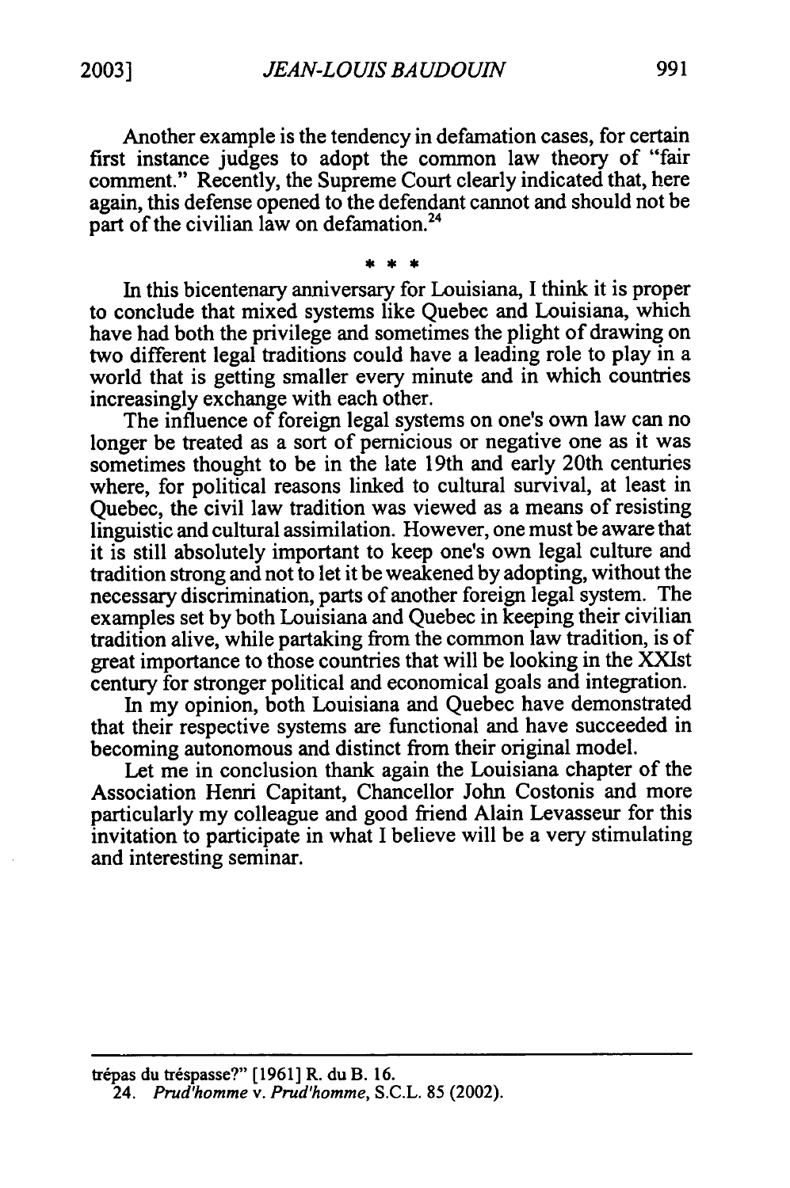Another example is the tendency in defamation cases, for certain first instance judges to adopt the common law theory of "fair comment." Recently, the Supreme Court clearly indicated that, here again, this defense opened to the defendant cannot and should not be part of the civilian law on defamation.[24]

\* \* \*

In this bicentenary anniversary for Louisiana, I think it is proper to conclude that mixed systems like Quebec and Louisiana, which have had both the privilege and sometimes the plight of drawing on two different legal traditions could have a leading role to play in a world that is getting smaller every minute and in which countries increasingly exchange with each other.

The influence of foreign legal systems on one's own law can no longer be treated as a sort of pernicious or negative one as it was sometimes thought to be in the late 19th and early 20th centuries where, for political reasons linked to cultural survival, at least in Quebec, the civil law tradition was viewed as a means of resisting linguistic and cultural assimilation. However, one must be aware that it is still absolutely important to keep one's own legal culture and tradition strong and not to let it be weakened by adopting, without the necessary discrimination, parts of another foreign legal system. The examples set by both Louisiana and Quebec in keeping their civilian tradition alive, while partaking from the common law tradition, is of great importance to those countries that will be looking in the XXIst century for stronger political and economical goals and integration.

In my opinion, both Louisiana and Quebec have demonstrated that their respective systems are functional and have succeeded in becoming autonomous and distinct from their original model.

Let me in conclusion thank again the Louisiana chapter of the Association Henri Capitant, Chancellor John Costonis and more particularly my colleague and good friend Alain Levasseur for this invitation to participate in what I believe will be a very stimulating and interesting seminar.

---

trépas du tréspasse?" [1961] R. du B. 16.

24. *Prud'homme* v. *Prud'homme*, S.C.L. 85 (2002).